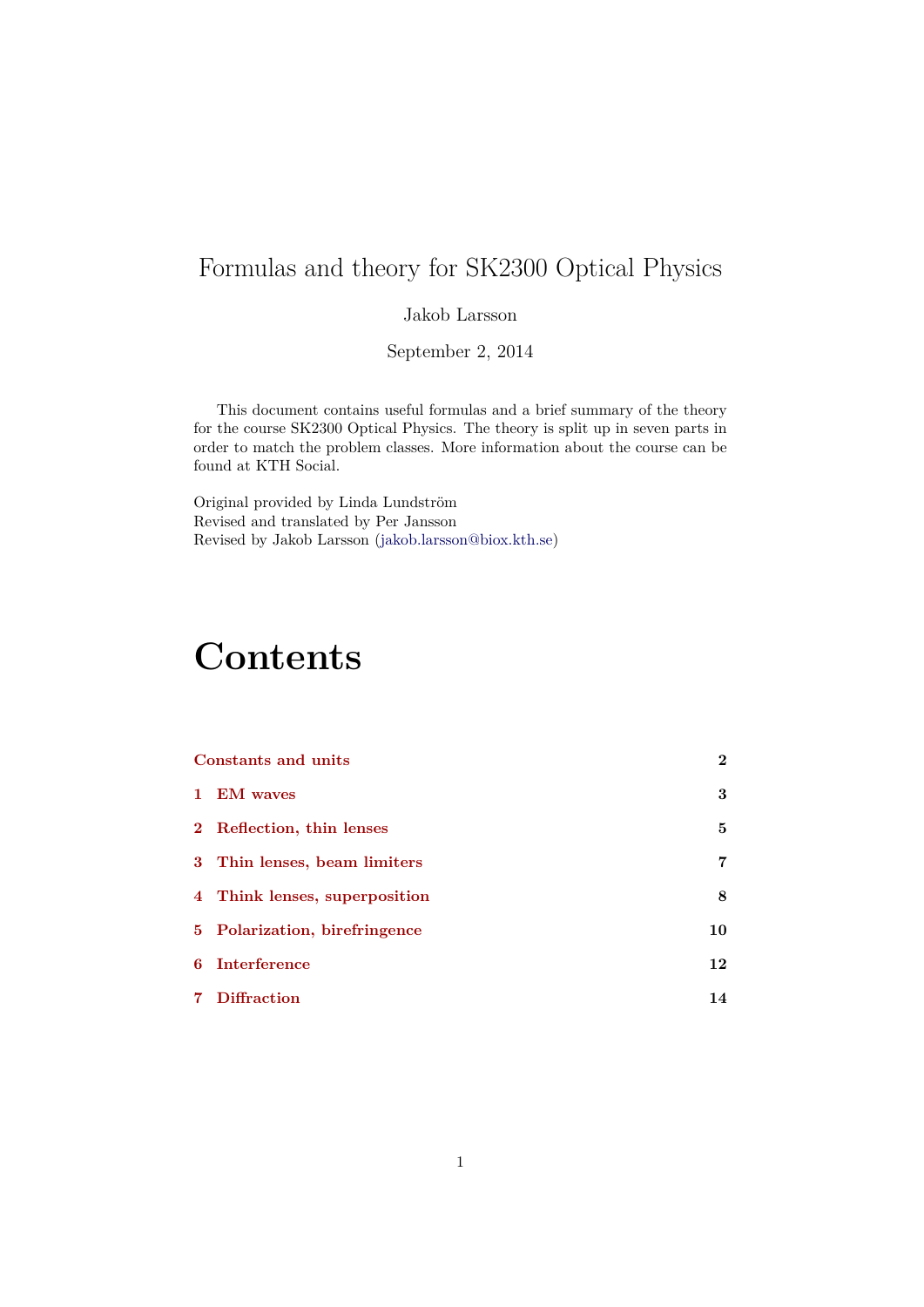# Formulas and theory for SK2300 Optical Physics

Jakob Larsson

September 2, 2014

This document contains useful formulas and a brief summary of the theory for the course SK2300 Optical Physics. The theory is split up in seven parts in order to match the problem classes. More information about the course can be found at KTH Social.

Original provided by Linda Lundström
Revised and translated by Per Jansson
Revised by Jakob Larsson (jakob.larsson@biox.kth.se)

# Contents

| | |
|---|---|
| **Constants and units** | **2** |
| **1 EM waves** | **3** |
| **2 Reflection, thin lenses** | **5** |
| **3 Thin lenses, beam limiters** | **7** |
| **4 Think lenses, superposition** | **8** |
| **5 Polarization, birefringence** | **10** |
| **6 Interference** | **12** |
| **7 Diffraction** | **14** |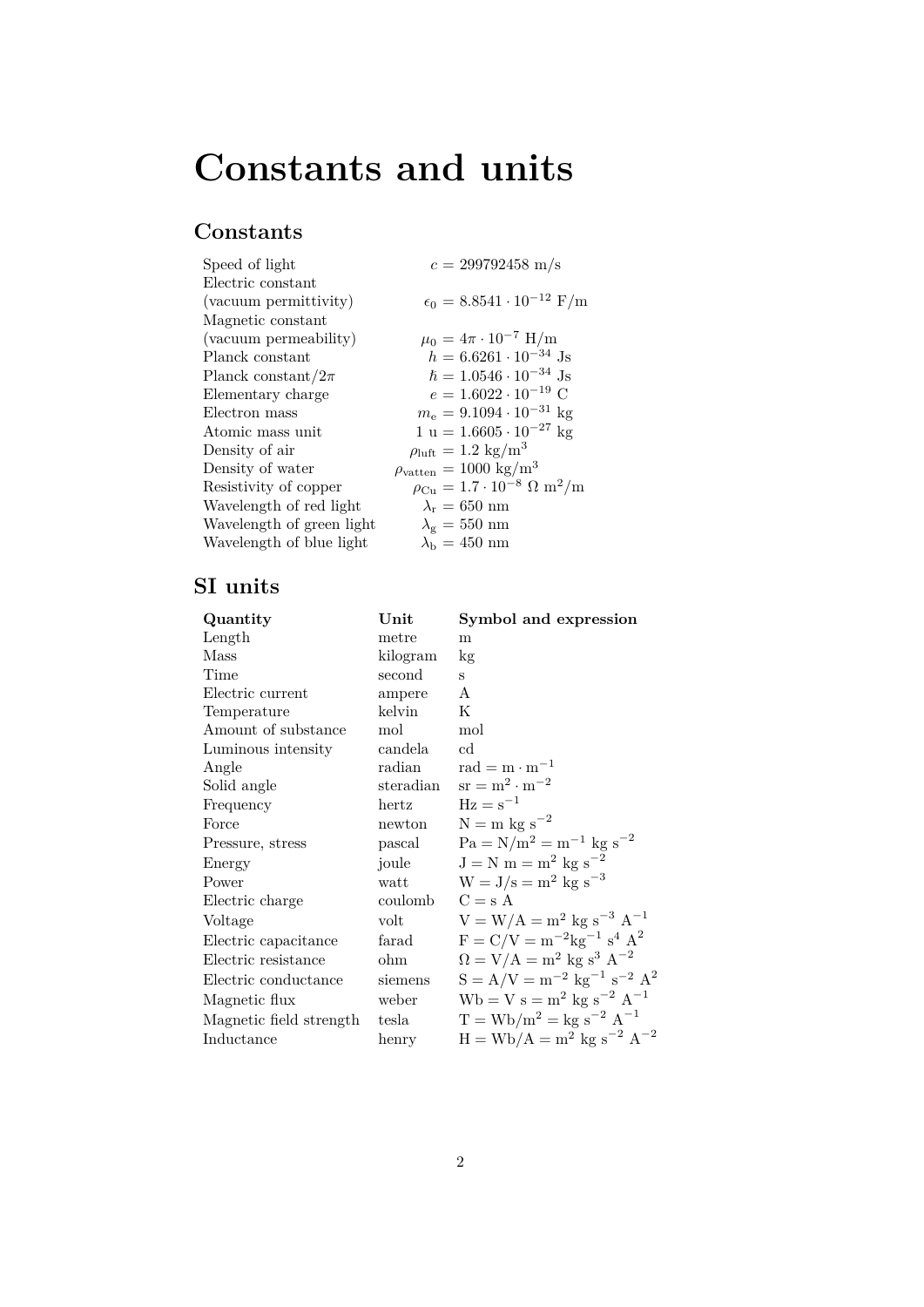# Constants and units

## Constants

| | |
|---|---|
| Speed of light | $c = 299792458$ m/s |
| Electric constant (vacuum permittivity) | $\epsilon_0 = 8.8541 \cdot 10^{-12}$ F/m |
| Magnetic constant (vacuum permeability) | $\mu_0 = 4\pi \cdot 10^{-7}$ H/m |
| Planck constant | $h = 6.6261 \cdot 10^{-34}$ Js |
| Planck constant/$2\pi$ | $\hbar = 1.0546 \cdot 10^{-34}$ Js |
| Elementary charge | $e = 1.6022 \cdot 10^{-19}$ C |
| Electron mass | $m_\mathrm{e} = 9.1094 \cdot 10^{-31}$ kg |
| Atomic mass unit | $1\ \mathrm{u} = 1.6605 \cdot 10^{-27}$ kg |
| Density of air | $\rho_\mathrm{luft} = 1.2$ kg/m$^3$ |
| Density of water | $\rho_\mathrm{vatten} = 1000$ kg/m$^3$ |
| Resistivity of copper | $\rho_\mathrm{Cu} = 1.7 \cdot 10^{-8}\ \Omega$ m$^2$/m |
| Wavelength of red light | $\lambda_\mathrm{r} = 650$ nm |
| Wavelength of green light | $\lambda_\mathrm{g} = 550$ nm |
| Wavelength of blue light | $\lambda_\mathrm{b} = 450$ nm |

## SI units

| **Quantity** | **Unit** | **Symbol and expression** |
|---|---|---|
| Length | metre | m |
| Mass | kilogram | kg |
| Time | second | s |
| Electric current | ampere | A |
| Temperature | kelvin | K |
| Amount of substance | mol | mol |
| Luminous intensity | candela | cd |
| Angle | radian | $\mathrm{rad} = \mathrm{m} \cdot \mathrm{m}^{-1}$ |
| Solid angle | steradian | $\mathrm{sr} = \mathrm{m}^2 \cdot \mathrm{m}^{-2}$ |
| Frequency | hertz | $\mathrm{Hz} = \mathrm{s}^{-1}$ |
| Force | newton | $\mathrm{N} = \mathrm{m\ kg\ s}^{-2}$ |
| Pressure, stress | pascal | $\mathrm{Pa} = \mathrm{N/m}^2 = \mathrm{m}^{-1}\ \mathrm{kg\ s}^{-2}$ |
| Energy | joule | $\mathrm{J} = \mathrm{N\ m} = \mathrm{m}^2\ \mathrm{kg\ s}^{-2}$ |
| Power | watt | $\mathrm{W} = \mathrm{J/s} = \mathrm{m}^2\ \mathrm{kg\ s}^{-3}$ |
| Electric charge | coulomb | $\mathrm{C} = \mathrm{s\ A}$ |
| Voltage | volt | $\mathrm{V} = \mathrm{W/A} = \mathrm{m}^2\ \mathrm{kg\ s}^{-3}\ \mathrm{A}^{-1}$ |
| Electric capacitance | farad | $\mathrm{F} = \mathrm{C/V} = \mathrm{m}^{-2}\mathrm{kg}^{-1}\ \mathrm{s}^4\ \mathrm{A}^2$ |
| Electric resistance | ohm | $\Omega = \mathrm{V/A} = \mathrm{m}^2\ \mathrm{kg\ s}^3\ \mathrm{A}^{-2}$ |
| Electric conductance | siemens | $\mathrm{S} = \mathrm{A/V} = \mathrm{m}^{-2}\ \mathrm{kg}^{-1}\ \mathrm{s}^{-2}\ \mathrm{A}^2$ |
| Magnetic flux | weber | $\mathrm{Wb} = \mathrm{V\ s} = \mathrm{m}^2\ \mathrm{kg\ s}^{-2}\ \mathrm{A}^{-1}$ |
| Magnetic field strength | tesla | $\mathrm{T} = \mathrm{Wb/m}^2 = \mathrm{kg\ s}^{-2}\ \mathrm{A}^{-1}$ |
| Inductance | henry | $\mathrm{H} = \mathrm{Wb/A} = \mathrm{m}^2\ \mathrm{kg\ s}^{-2}\ \mathrm{A}^{-2}$ |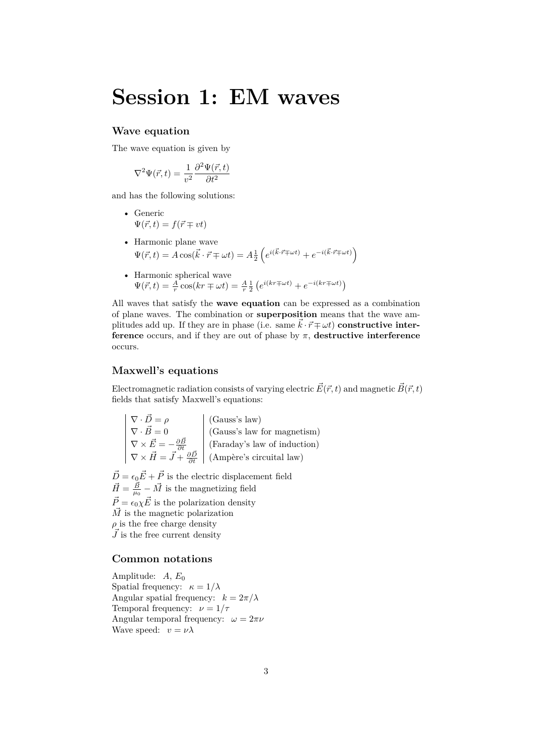# Session 1: EM waves

### Wave equation

The wave equation is given by

$$\nabla^2\Psi(\vec{r},t) = \frac{1}{v^2}\frac{\partial^2\Psi(\vec{r},t)}{\partial t^2}$$

and has the following solutions:

- Generic
  $\Psi(\vec{r},t) = f(\vec{r} \mp vt)$
- Harmonic plane wave
  $\Psi(\vec{r},t) = A\cos(\vec{k}\cdot\vec{r} \mp \omega t) = A\frac{1}{2}\left(e^{i(\vec{k}\cdot\vec{r}\mp\omega t)} + e^{-i(\vec{k}\cdot\vec{r}\mp\omega t)}\right)$
- Harmonic spherical wave
  $\Psi(\vec{r},t) = \frac{A}{r}\cos(kr \mp \omega t) = \frac{A}{r}\frac{1}{2}\left(e^{i(kr\mp\omega t)} + e^{-i(kr\mp\omega t)}\right)$

All waves that satisfy the **wave equation** can be expressed as a combination of plane waves. The combination or **superposition** means that the wave amplitudes add up. If they are in phase (i.e. same $\vec{k}\cdot\vec{r}\mp\omega t$) **constructive interference** occurs, and if they are out of phase by $\pi$, **destructive interference** occurs.

### Maxwell's equations

Electromagnetic radiation consists of varying electric $\vec{E}(\vec{r},t)$ and magnetic $\vec{B}(\vec{r},t)$ fields that satisfy Maxwell's equations:

$$\left|\begin{array}{l} \nabla\cdot\vec{D} = \rho \\ \nabla\cdot\vec{B} = 0 \\ \nabla\times\vec{E} = -\frac{\partial\vec{B}}{\partial t} \\ \nabla\times\vec{H} = \vec{J} + \frac{\partial\vec{D}}{\partial t} \end{array}\right| \begin{array}{l} \text{(Gauss's law)} \\ \text{(Gauss's law for magnetism)} \\ \text{(Faraday's law of induction)} \\ \text{(Ampère's circuital law)} \end{array}$$

$\vec{D} = \epsilon_0\vec{E} + \vec{P}$ is the electric displacement field
$\vec{H} = \frac{\vec{B}}{\mu_0} - \vec{M}$ is the magnetizing field
$\vec{P} = \epsilon_0\chi\vec{E}$ is the polarization density
$\vec{M}$ is the magnetic polarization
$\rho$ is the free charge density
$\vec{J}$ is the free current density

### Common notations

Amplitude: $A$, $E_0$
Spatial frequency: $\kappa = 1/\lambda$
Angular spatial frequency: $k = 2\pi/\lambda$
Temporal frequency: $\nu = 1/\tau$
Angular temporal frequency: $\omega = 2\pi\nu$
Wave speed: $v = \nu\lambda$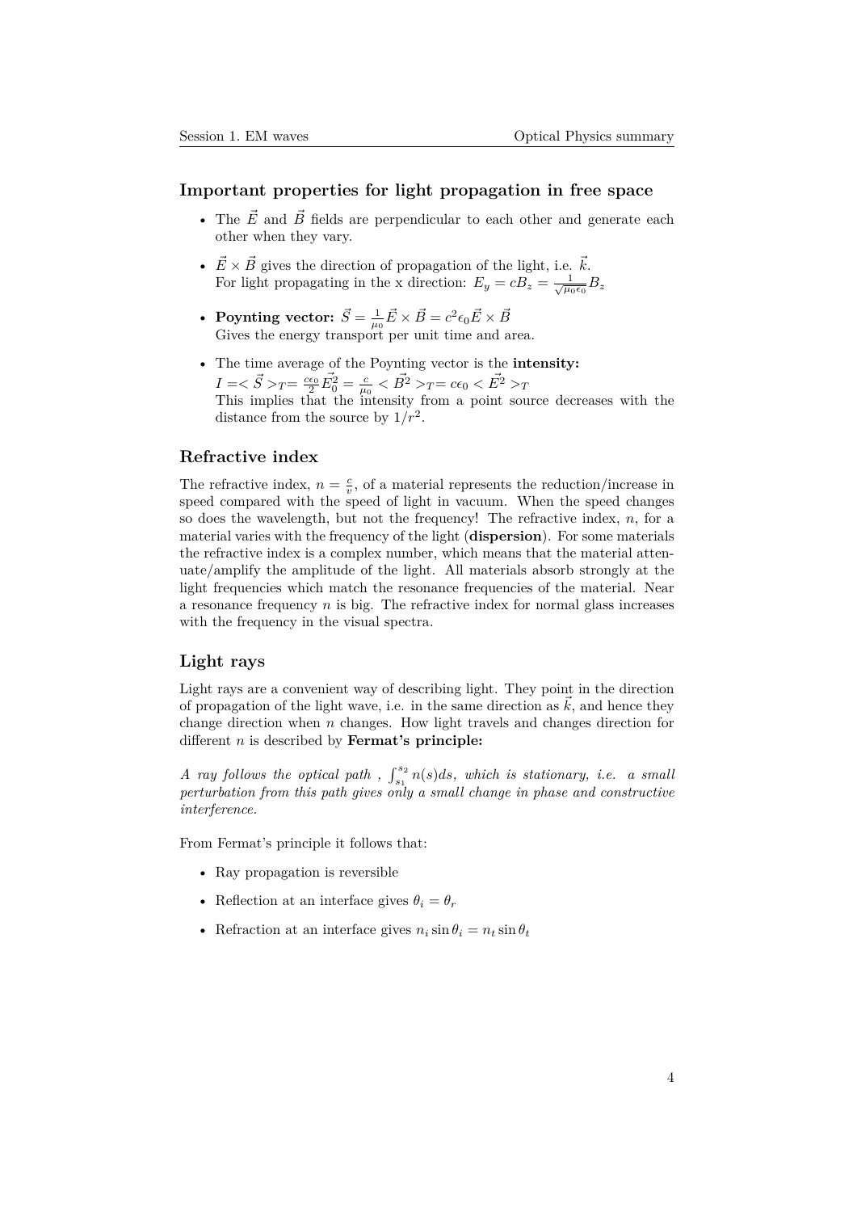## Important properties for light propagation in free space

- The $\vec{E}$ and $\vec{B}$ fields are perpendicular to each other and generate each other when they vary.
- $\vec{E} \times \vec{B}$ gives the direction of propagation of the light, i.e. $\vec{k}$.
  For light propagating in the x direction: $E_y = cB_z = \frac{1}{\sqrt{\mu_0 \epsilon_0}} B_z$
- **Poynting vector:** $\vec{S} = \frac{1}{\mu_0} \vec{E} \times \vec{B} = c^2 \epsilon_0 \vec{E} \times \vec{B}$
  Gives the energy transport per unit time and area.
- The time average of the Poynting vector is the **intensity:**
  $I = < \vec{S} >_T = \frac{c\epsilon_0}{2} \vec{E}_0^2 = \frac{c}{\mu_0} < \vec{B}^2 >_T = c\epsilon_0 < \vec{E}^2 >_T$
  This implies that the intensity from a point source decreases with the distance from the source by $1/r^2$.

## Refractive index

The refractive index, $n = \frac{c}{v}$, of a material represents the reduction/increase in speed compared with the speed of light in vacuum. When the speed changes so does the wavelength, but not the frequency! The refractive index, $n$, for a material varies with the frequency of the light (**dispersion**). For some materials the refractive index is a complex number, which means that the material attenuate/amplify the amplitude of the light. All materials absorb strongly at the light frequencies which match the resonance frequencies of the material. Near a resonance frequency $n$ is big. The refractive index for normal glass increases with the frequency in the visual spectra.

## Light rays

Light rays are a convenient way of describing light. They point in the direction of propagation of the light wave, i.e. in the same direction as $\vec{k}$, and hence they change direction when $n$ changes. How light travels and changes direction for different $n$ is described by **Fermat's principle:**

*A ray follows the optical path , $\int_{s_1}^{s_2} n(s) ds$, which is stationary, i.e. a small perturbation from this path gives only a small change in phase and constructive interference.*

From Fermat's principle it follows that:

- Ray propagation is reversible
- Reflection at an interface gives $\theta_i = \theta_r$
- Refraction at an interface gives $n_i \sin\theta_i = n_t \sin\theta_t$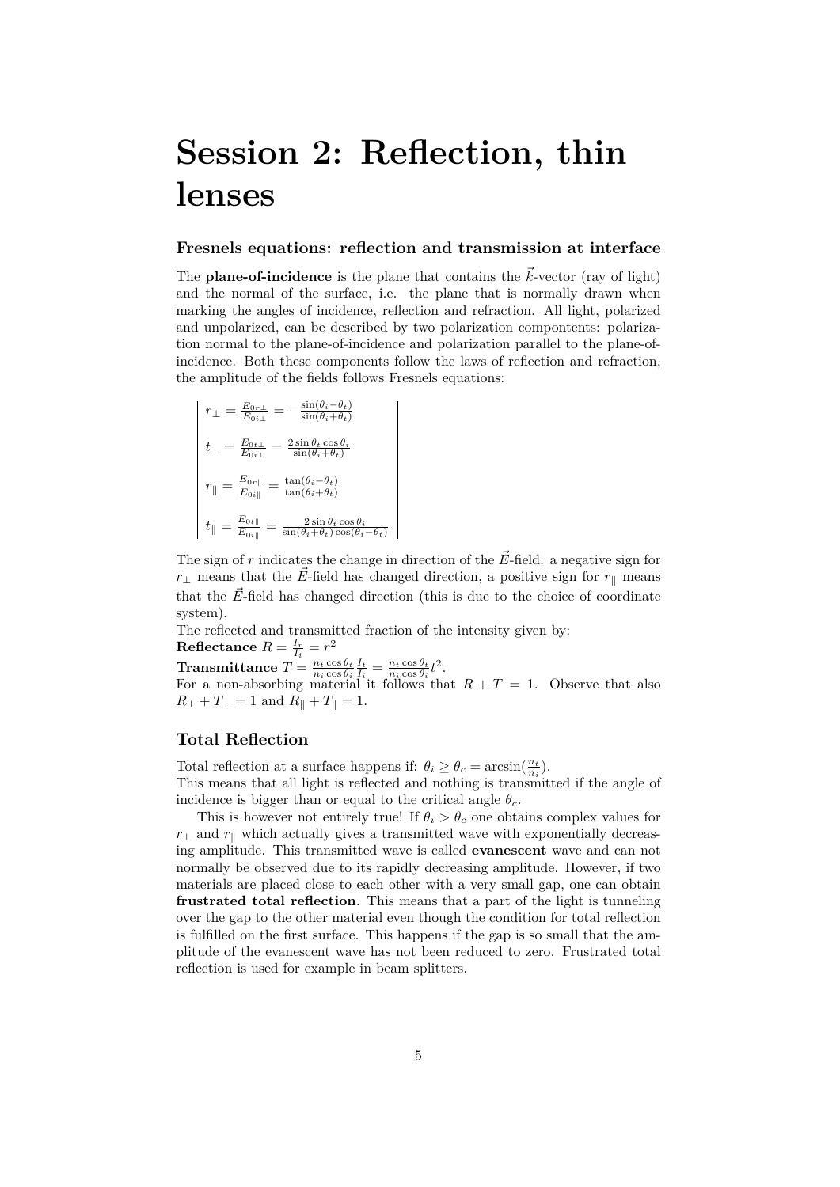# Session 2: Reflection, thin lenses

### Fresnels equations: reflection and transmission at interface

The **plane-of-incidence** is the plane that contains the $\vec{k}$-vector (ray of light) and the normal of the surface, i.e. the plane that is normally drawn when marking the angles of incidence, reflection and refraction. All light, polarized and unpolarized, can be described by two polarization compontents: polarization normal to the plane-of-incidence and polarization parallel to the plane-of-incidence. Both these components follow the laws of reflection and refraction, the amplitude of the fields follows Fresnels equations:

$$r_{\perp} = \frac{E_{0r\perp}}{E_{0i\perp}} = -\frac{\sin(\theta_i - \theta_t)}{\sin(\theta_i + \theta_t)}$$

$$t_{\perp} = \frac{E_{0t\perp}}{E_{0i\perp}} = \frac{2\sin\theta_t \cos\theta_i}{\sin(\theta_i + \theta_t)}$$

$$r_{\parallel} = \frac{E_{0r\parallel}}{E_{0i\parallel}} = \frac{\tan(\theta_i - \theta_t)}{\tan(\theta_i + \theta_t)}$$

$$t_{\parallel} = \frac{E_{0t\parallel}}{E_{0i\parallel}} = \frac{2\sin\theta_t \cos\theta_i}{\sin(\theta_i + \theta_t)\cos(\theta_i - \theta_t)}$$

The sign of $r$ indicates the change in direction of the $\vec{E}$-field: a negative sign for $r_{\perp}$ means that the $\vec{E}$-field has changed direction, a positive sign for $r_{\parallel}$ means that the $\vec{E}$-field has changed direction (this is due to the choice of coordinate system).

The reflected and transmitted fraction of the intensity given by:

**Reflectance** $R = \frac{I_r}{I_i} = r^2$

**Transmittance** $T = \frac{n_t \cos\theta_t}{n_i \cos\theta_i}\frac{I_t}{I_i} = \frac{n_t \cos\theta_t}{n_i \cos\theta_i} t^2$.

For a non-absorbing material it follows that $R + T = 1$. Observe that also $R_{\perp} + T_{\perp} = 1$ and $R_{\parallel} + T_{\parallel} = 1$.

### Total Reflection

Total reflection at a surface happens if: $\theta_i \geq \theta_c = \arcsin(\frac{n_t}{n_i})$.

This means that all light is reflected and nothing is transmitted if the angle of incidence is bigger than or equal to the critical angle $\theta_c$.

This is however not entirely true! If $\theta_i > \theta_c$ one obtains complex values for $r_{\perp}$ and $r_{\parallel}$ which actually gives a transmitted wave with exponentially decreasing amplitude. This transmitted wave is called **evanescent** wave and can not normally be observed due to its rapidly decreasing amplitude. However, if two materials are placed close to each other with a very small gap, one can obtain **frustrated total reflection**. This means that a part of the light is tunneling over the gap to the other material even though the condition for total reflection is fulfilled on the first surface. This happens if the gap is so small that the amplitude of the evanescent wave has not been reduced to zero. Frustrated total reflection is used for example in beam splitters.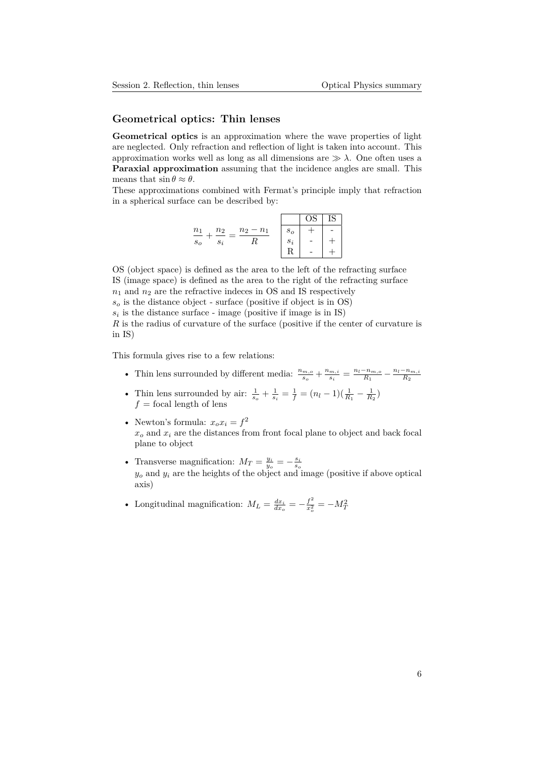## Geometrical optics: Thin lenses

**Geometrical optics** is an approximation where the wave properties of light are neglected. Only refraction and reflection of light is taken into account. This approximation works well as long as all dimensions are $\gg \lambda$. One often uses a **Paraxial approximation** assuming that the incidence angles are small. This means that $\sin\theta \approx \theta$.
These approximations combined with Fermat's principle imply that refraction in a spherical surface can be described by:

$$\frac{n_1}{s_o} + \frac{n_2}{s_i} = \frac{n_2 - n_1}{R}$$

| | OS | IS |
|---|---|---|
| $s_o$ | + | - |
| $s_i$ | - | + |
| R | - | + |

OS (object space) is defined as the area to the left of the refracting surface
IS (image space) is defined as the area to the right of the refracting surface
$n_1$ and $n_2$ are the refractive indeces in OS and IS respectively
$s_o$ is the distance object - surface (positive if object is in OS)
$s_i$ is the distance surface - image (positive if image is in IS)
$R$ is the radius of curvature of the surface (positive if the center of curvature is in IS)

This formula gives rise to a few relations:

- Thin lens surrounded by different media: $\frac{n_{m,o}}{s_o} + \frac{n_{m,i}}{s_i} = \frac{n_l - n_{m,o}}{R_1} - \frac{n_l - n_{m,i}}{R_2}$
- Thin lens surrounded by air: $\frac{1}{s_o} + \frac{1}{s_i} = \frac{1}{f} = (n_l - 1)(\frac{1}{R_1} - \frac{1}{R_2})$
  $f$ = focal length of lens
- Newton's formula: $x_o x_i = f^2$
  $x_o$ and $x_i$ are the distances from front focal plane to object and back focal plane to object
- Transverse magnification: $M_T = \frac{y_i}{y_o} = -\frac{s_i}{s_o}$
  $y_o$ and $y_i$ are the heights of the object and image (positive if above optical axis)
- Longitudinal magnification: $M_L = \frac{dx_i}{dx_o} = -\frac{f^2}{x_o^2} = -M_T^2$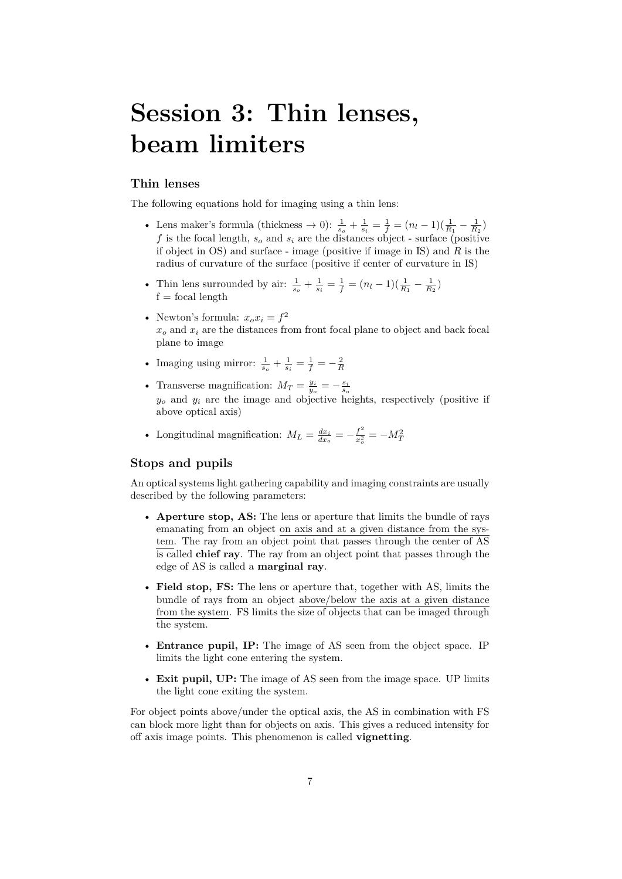# Session 3: Thin lenses, beam limiters

## Thin lenses

The following equations hold for imaging using a thin lens:

- Lens maker's formula (thickness → 0): $\frac{1}{s_o} + \frac{1}{s_i} = \frac{1}{f} = (n_l - 1)(\frac{1}{R_1} - \frac{1}{R_2})$
  $f$ is the focal length, $s_o$ and $s_i$ are the distances object - surface (positive if object in OS) and surface - image (positive if image in IS) and $R$ is the radius of curvature of the surface (positive if center of curvature in IS)

- Thin lens surrounded by air: $\frac{1}{s_o} + \frac{1}{s_i} = \frac{1}{f} = (n_l - 1)(\frac{1}{R_1} - \frac{1}{R_2})$
  f = focal length

- Newton's formula: $x_o x_i = f^2$
  $x_o$ and $x_i$ are the distances from front focal plane to object and back focal plane to image

- Imaging using mirror: $\frac{1}{s_o} + \frac{1}{s_i} = \frac{1}{f} = -\frac{2}{R}$

- Transverse magnification: $M_T = \frac{y_i}{y_o} = -\frac{s_i}{s_o}$
  $y_o$ and $y_i$ are the image and objective heights, respectively (positive if above optical axis)

- Longitudinal magnification: $M_L = \frac{dx_i}{dx_o} = -\frac{f^2}{x_o^2} = -M_T^2$

## Stops and pupils

An optical systems light gathering capability and imaging constraints are usually described by the following parameters:

- **Aperture stop, AS:** The lens or aperture that limits the bundle of rays emanating from an object on axis and at a given distance from the system. The ray from an object point that passes through the center of AS is called **chief ray**. The ray from an object point that passes through the edge of AS is called a **marginal ray**.

- **Field stop, FS:** The lens or aperture that, together with AS, limits the bundle of rays from an object above/below the axis at a given distance from the system. FS limits the size of objects that can be imaged through the system.

- **Entrance pupil, IP:** The image of AS seen from the object space. IP limits the light cone entering the system.

- **Exit pupil, UP:** The image of AS seen from the image space. UP limits the light cone exiting the system.

For object points above/under the optical axis, the AS in combination with FS can block more light than for objects on axis. This gives a reduced intensity for off axis image points. This phenomenon is called **vignetting**.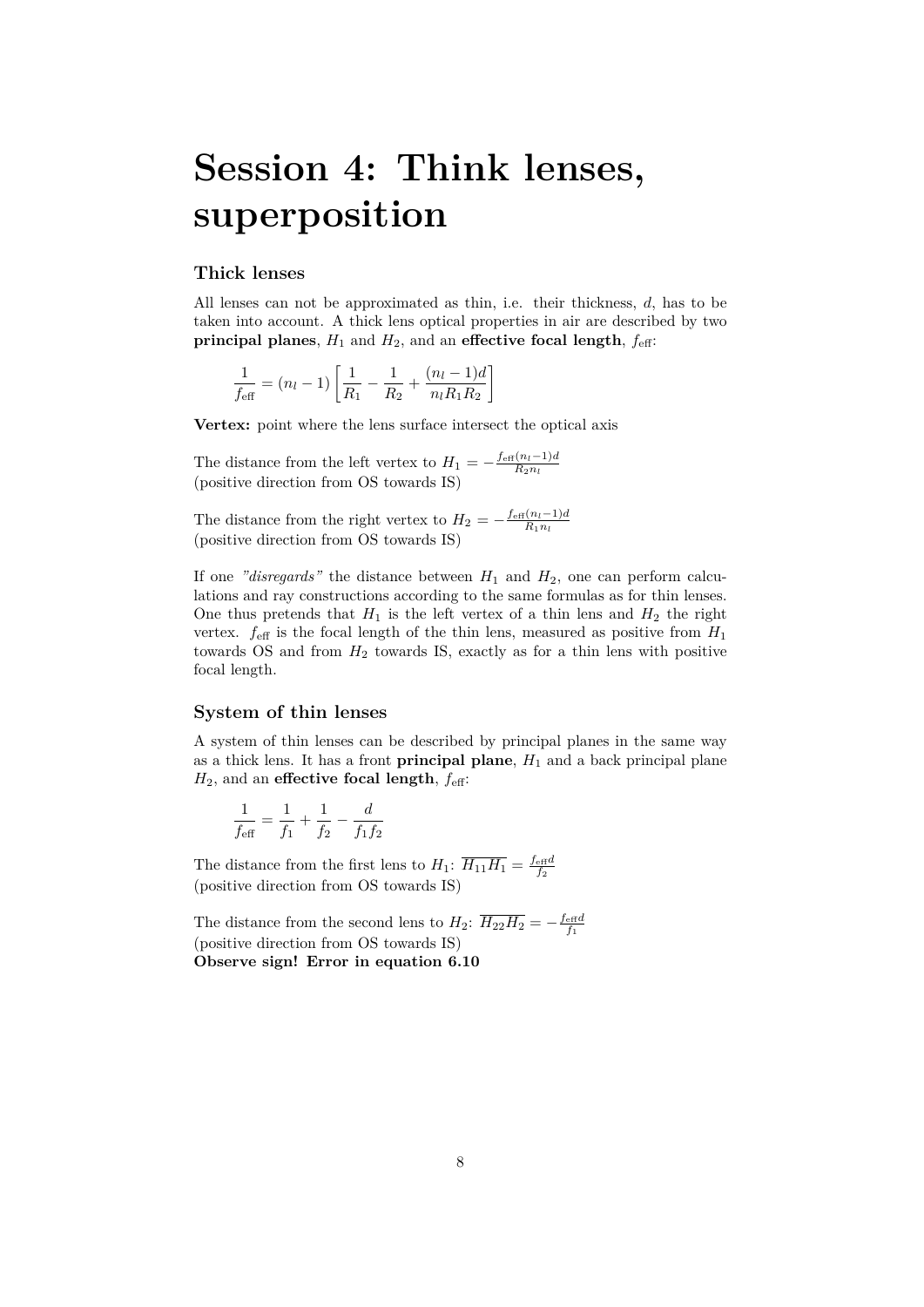# Session 4: Think lenses, superposition

## Thick lenses

All lenses can not be approximated as thin, i.e. their thickness, $d$, has to be taken into account. A thick lens optical properties in air are described by two **principal planes**, $H_1$ and $H_2$, and an **effective focal length**, $f_{\text{eff}}$:

$$\frac{1}{f_{\text{eff}}} = (n_l - 1)\left[\frac{1}{R_1} - \frac{1}{R_2} + \frac{(n_l - 1)d}{n_l R_1 R_2}\right]$$

**Vertex:** point where the lens surface intersect the optical axis

The distance from the left vertex to $H_1 = -\frac{f_{\text{eff}}(n_l-1)d}{R_2 n_l}$
(positive direction from OS towards IS)

The distance from the right vertex to $H_2 = -\frac{f_{\text{eff}}(n_l-1)d}{R_1 n_l}$
(positive direction from OS towards IS)

If one *"disregards"* the distance between $H_1$ and $H_2$, one can perform calculations and ray constructions according to the same formulas as for thin lenses. One thus pretends that $H_1$ is the left vertex of a thin lens and $H_2$ the right vertex. $f_{\text{eff}}$ is the focal length of the thin lens, measured as positive from $H_1$ towards OS and from $H_2$ towards IS, exactly as for a thin lens with positive focal length.

## System of thin lenses

A system of thin lenses can be described by principal planes in the same way as a thick lens. It has a front **principal plane**, $H_1$ and a back principal plane $H_2$, and an **effective focal length**, $f_{\text{eff}}$:

$$\frac{1}{f_{\text{eff}}} = \frac{1}{f_1} + \frac{1}{f_2} - \frac{d}{f_1 f_2}$$

The distance from the first lens to $H_1$: $\overline{H_{11}H_1} = \frac{f_{\text{eff}}d}{f_2}$
(positive direction from OS towards IS)

The distance from the second lens to $H_2$: $\overline{H_{22}H_2} = -\frac{f_{\text{eff}}d}{f_1}$
(positive direction from OS towards IS)
**Observe sign! Error in equation 6.10**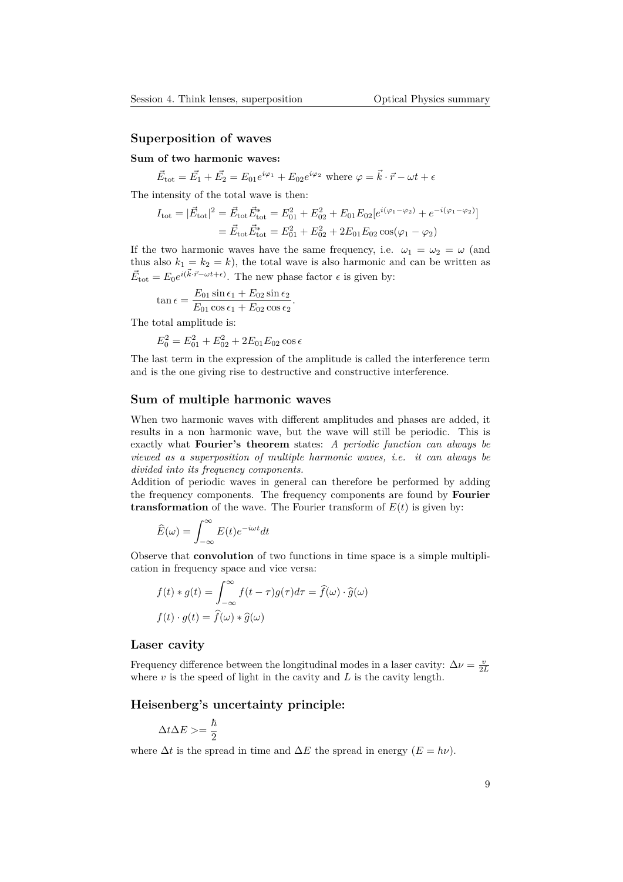## Superposition of waves

**Sum of two harmonic waves:**

$$\vec{E}_{\text{tot}} = \vec{E_1} + \vec{E_2} = E_{01}e^{i\varphi_1} + E_{02}e^{i\varphi_2} \text{ where } \varphi = \vec{k} \cdot \vec{r} - \omega t + \epsilon$$

The intensity of the total wave is then:

$$I_{\text{tot}} = |\vec{E}_{\text{tot}}|^2 = \vec{E}_{\text{tot}}\vec{E}_{\text{tot}}^* = E_{01}^2 + E_{02}^2 + E_{01}E_{02}[e^{i(\varphi_1 - \varphi_2)} + e^{-i(\varphi_1 - \varphi_2)}]$$
$$= \vec{E}_{\text{tot}}\vec{E}_{\text{tot}}^* = E_{01}^2 + E_{02}^2 + 2E_{01}E_{02}\cos(\varphi_1 - \varphi_2)$$

If the two harmonic waves have the same frequency, i.e. $\omega_1 = \omega_2 = \omega$ (and thus also $k_1 = k_2 = k$), the total wave is also harmonic and can be written as $\vec{E}_{\text{tot}} = E_0 e^{i(\vec{k} \cdot \vec{r} - \omega t + \epsilon)}$. The new phase factor $\epsilon$ is given by:

$$\tan \epsilon = \frac{E_{01}\sin \epsilon_1 + E_{02}\sin \epsilon_2}{E_{01}\cos \epsilon_1 + E_{02}\cos \epsilon_2}.$$

The total amplitude is:

$$E_0^2 = E_{01}^2 + E_{02}^2 + 2E_{01}E_{02}\cos \epsilon$$

The last term in the expression of the amplitude is called the interference term and is the one giving rise to destructive and constructive interference.

## Sum of multiple harmonic waves

When two harmonic waves with different amplitudes and phases are added, it results in a non harmonic wave, but the wave will still be periodic. This is exactly what **Fourier's theorem** states: *A periodic function can always be viewed as a superposition of multiple harmonic waves, i.e. it can always be divided into its frequency components.*

Addition of periodic waves in general can therefore be performed by adding the frequency components. The frequency components are found by **Fourier transformation** of the wave. The Fourier transform of $E(t)$ is given by:

$$\widehat{E}(\omega) = \int_{-\infty}^{\infty} E(t)e^{-i\omega t}dt$$

Observe that **convolution** of two functions in time space is a simple multiplication in frequency space and vice versa:

$$f(t) * g(t) = \int_{-\infty}^{\infty} f(t - \tau)g(\tau)d\tau = \widehat{f}(\omega) \cdot \widehat{g}(\omega)$$
$$f(t) \cdot g(t) = \widehat{f}(\omega) * \widehat{g}(\omega)$$

## Laser cavity

Frequency difference between the longitudinal modes in a laser cavity: $\Delta\nu = \frac{v}{2L}$ where $v$ is the speed of light in the cavity and $L$ is the cavity length.

## Heisenberg's uncertainty principle:

$$\Delta t \Delta E >= \frac{\hbar}{2}$$

where $\Delta t$ is the spread in time and $\Delta E$ the spread in energy ($E = h\nu$).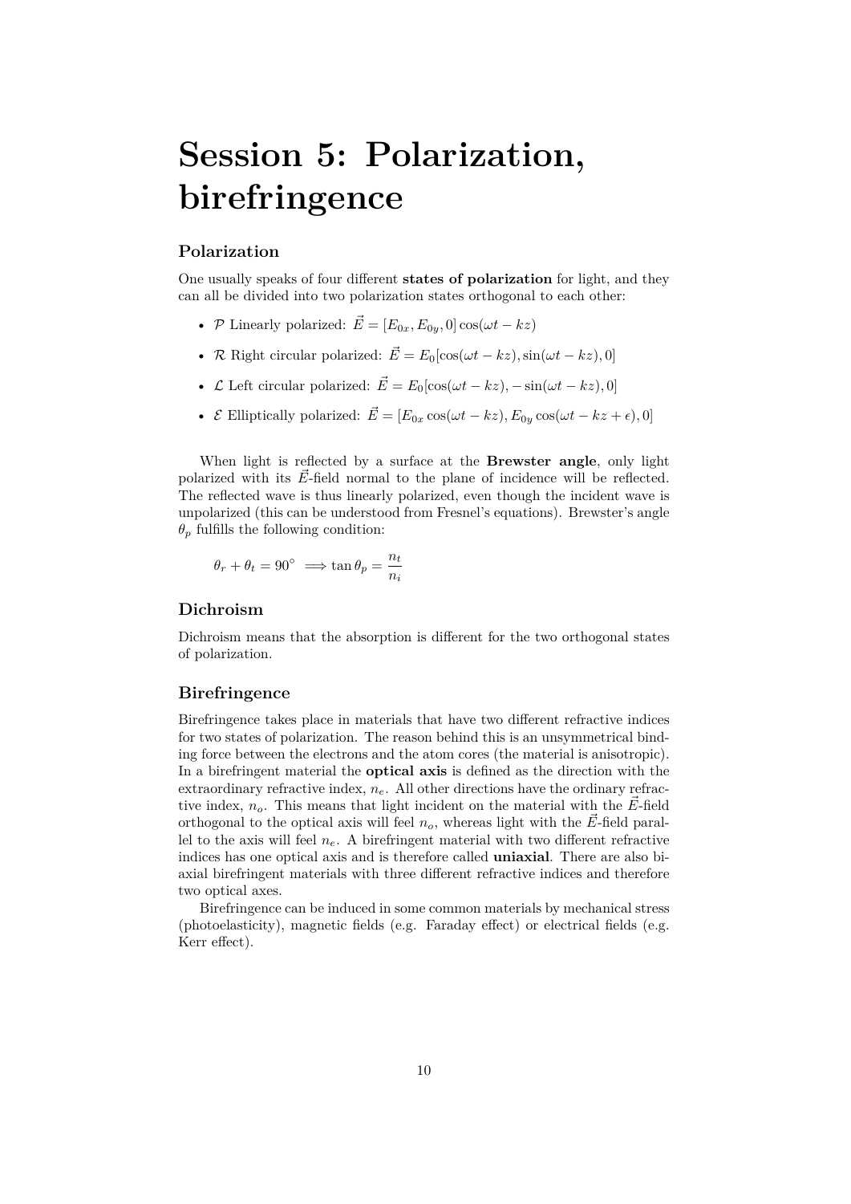# Session 5: Polarization, birefringence

## Polarization

One usually speaks of four different **states of polarization** for light, and they can all be divided into two polarization states orthogonal to each other:

- $\mathcal{P}$ Linearly polarized: $\vec{E} = [E_{0x}, E_{0y}, 0]\cos(\omega t - kz)$
- $\mathcal{R}$ Right circular polarized: $\vec{E} = E_0[\cos(\omega t - kz), \sin(\omega t - kz), 0]$
- $\mathcal{L}$ Left circular polarized: $\vec{E} = E_0[\cos(\omega t - kz), -\sin(\omega t - kz), 0]$
- $\mathcal{E}$ Elliptically polarized: $\vec{E} = [E_{0x}\cos(\omega t - kz), E_{0y}\cos(\omega t - kz + \epsilon), 0]$

When light is reflected by a surface at the **Brewster angle**, only light polarized with its $\vec{E}$-field normal to the plane of incidence will be reflected. The reflected wave is thus linearly polarized, even though the incident wave is unpolarized (this can be understood from Fresnel's equations). Brewster's angle $\theta_p$ fulfills the following condition:

$$\theta_r + \theta_t = 90^\circ \implies \tan\theta_p = \frac{n_t}{n_i}$$

## Dichroism

Dichroism means that the absorption is different for the two orthogonal states of polarization.

## Birefringence

Birefringence takes place in materials that have two different refractive indices for two states of polarization. The reason behind this is an unsymmetrical binding force between the electrons and the atom cores (the material is anisotropic). In a birefringent material the **optical axis** is defined as the direction with the extraordinary refractive index, $n_e$. All other directions have the ordinary refractive index, $n_o$. This means that light incident on the material with the $\vec{E}$-field orthogonal to the optical axis will feel $n_o$, whereas light with the $\vec{E}$-field parallel to the axis will feel $n_e$. A birefringent material with two different refractive indices has one optical axis and is therefore called **uniaxial**. There are also biaxial birefringent materials with three different refractive indices and therefore two optical axes.

Birefringence can be induced in some common materials by mechanical stress (photoelasticity), magnetic fields (e.g. Faraday effect) or electrical fields (e.g. Kerr effect).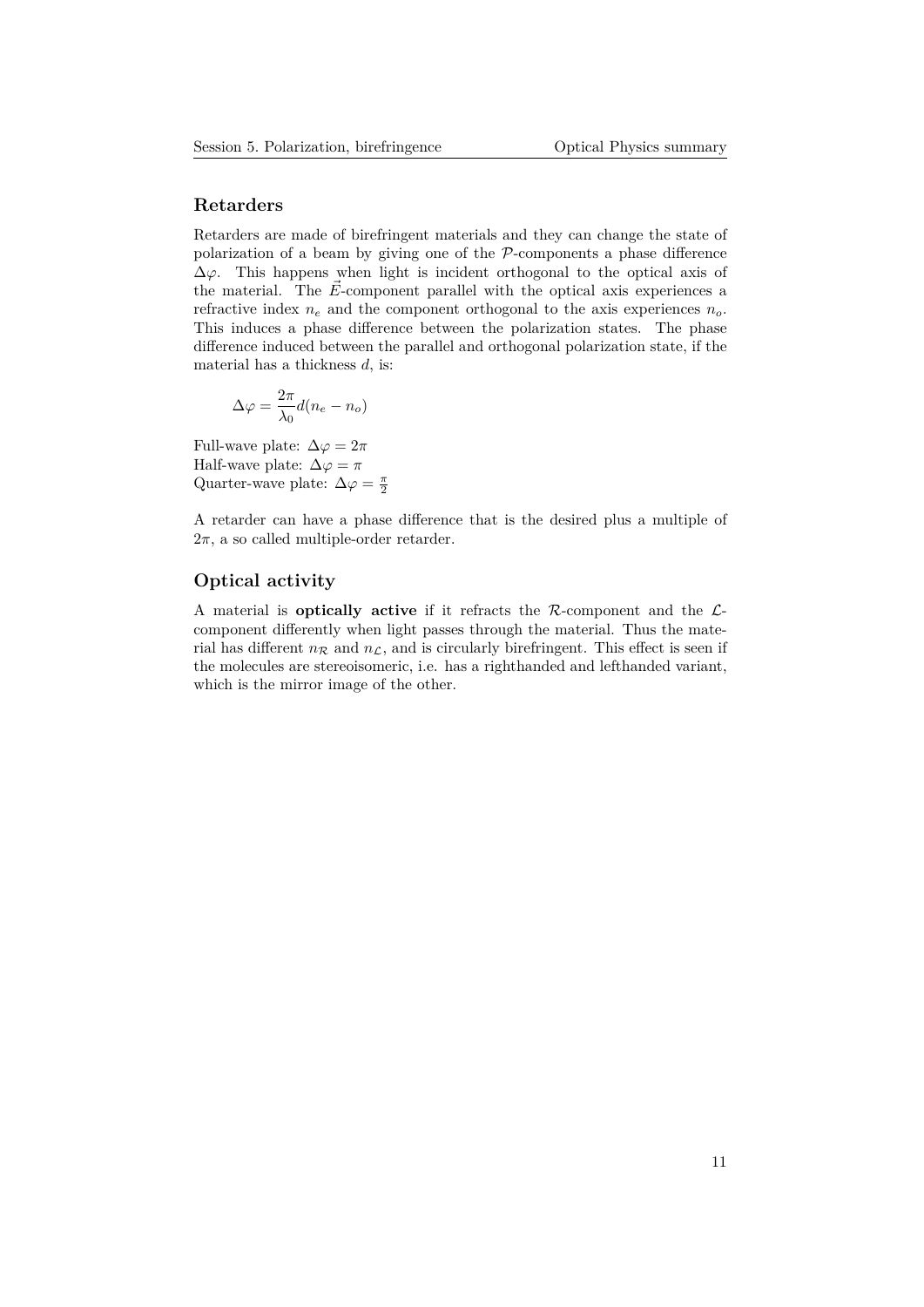## Retarders

Retarders are made of birefringent materials and they can change the state of polarization of a beam by giving one of the $\mathcal{P}$-components a phase difference $\Delta\varphi$. This happens when light is incident orthogonal to the optical axis of the material. The $\vec{E}$-component parallel with the optical axis experiences a refractive index $n_e$ and the component orthogonal to the axis experiences $n_o$. This induces a phase difference between the polarization states. The phase difference induced between the parallel and orthogonal polarization state, if the material has a thickness $d$, is:

$$\Delta\varphi = \frac{2\pi}{\lambda_0} d(n_e - n_o)$$

Full-wave plate: $\Delta\varphi = 2\pi$
Half-wave plate: $\Delta\varphi = \pi$
Quarter-wave plate: $\Delta\varphi = \frac{\pi}{2}$

A retarder can have a phase difference that is the desired plus a multiple of $2\pi$, a so called multiple-order retarder.

## Optical activity

A material is **optically active** if it refracts the $\mathcal{R}$-component and the $\mathcal{L}$-component differently when light passes through the material. Thus the material has different $n_{\mathcal{R}}$ and $n_{\mathcal{L}}$, and is circularly birefringent. This effect is seen if the molecules are stereoisomeric, i.e. has a righthanded and lefthanded variant, which is the mirror image of the other.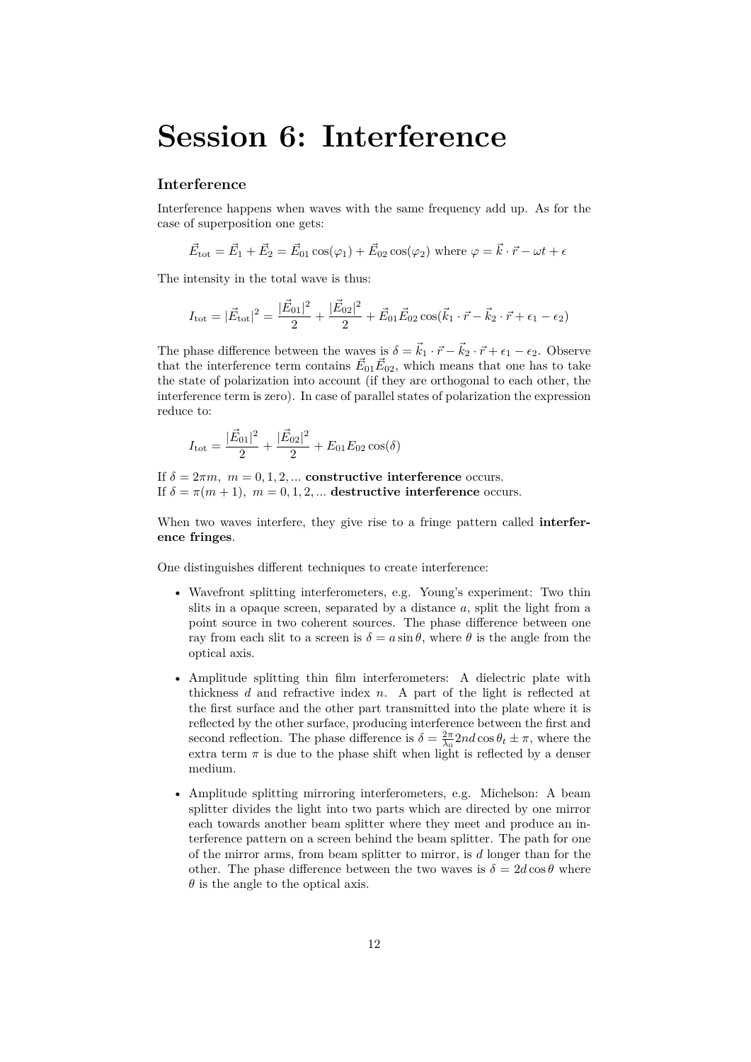# Session 6: Interference

## Interference

Interference happens when waves with the same frequency add up. As for the case of superposition one gets:

$$\vec{E}_{\text{tot}} = \vec{E}_1 + \vec{E}_2 = \vec{E}_{01}\cos(\varphi_1) + \vec{E}_{02}\cos(\varphi_2) \text{ where } \varphi = \vec{k}\cdot\vec{r} - \omega t + \epsilon$$

The intensity in the total wave is thus:

$$I_{\text{tot}} = |\vec{E}_{\text{tot}}|^2 = \frac{|\vec{E}_{01}|^2}{2} + \frac{|\vec{E}_{02}|^2}{2} + \vec{E}_{01}\vec{E}_{02}\cos(\vec{k}_1\cdot\vec{r} - \vec{k}_2\cdot\vec{r} + \epsilon_1 - \epsilon_2)$$

The phase difference between the waves is $\delta = \vec{k}_1\cdot\vec{r} - \vec{k}_2\cdot\vec{r} + \epsilon_1 - \epsilon_2$. Observe that the interference term contains $\vec{E}_{01}\vec{E}_{02}$, which means that one has to take the state of polarization into account (if they are orthogonal to each other, the interference term is zero). In case of parallel states of polarization the expression reduce to:

$$I_{\text{tot}} = \frac{|\vec{E}_{01}|^2}{2} + \frac{|\vec{E}_{02}|^2}{2} + E_{01}E_{02}\cos(\delta)$$

If $\delta = 2\pi m,\ m = 0, 1, 2, ...$ **constructive interference** occurs.
If $\delta = \pi(m+1),\ m = 0, 1, 2, ...$ **destructive interference** occurs.

When two waves interfere, they give rise to a fringe pattern called **interference fringes**.

One distinguishes different techniques to create interference:

- Wavefront splitting interferometers, e.g. Young's experiment: Two thin slits in a opaque screen, separated by a distance $a$, split the light from a point source in two coherent sources. The phase difference between one ray from each slit to a screen is $\delta = a\sin\theta$, where $\theta$ is the angle from the optical axis.
- Amplitude splitting thin film interferometers: A dielectric plate with thickness $d$ and refractive index $n$. A part of the light is reflected at the first surface and the other part transmitted into the plate where it is reflected by the other surface, producing interference between the first and second reflection. The phase difference is $\delta = \frac{2\pi}{\lambda_0}2nd\cos\theta_t \pm \pi$, where the extra term $\pi$ is due to the phase shift when light is reflected by a denser medium.
- Amplitude splitting mirroring interferometers, e.g. Michelson: A beam splitter divides the light into two parts which are directed by one mirror each towards another beam splitter where they meet and produce an interference pattern on a screen behind the beam splitter. The path for one of the mirror arms, from beam splitter to mirror, is $d$ longer than for the other. The phase difference between the two waves is $\delta = 2d\cos\theta$ where $\theta$ is the angle to the optical axis.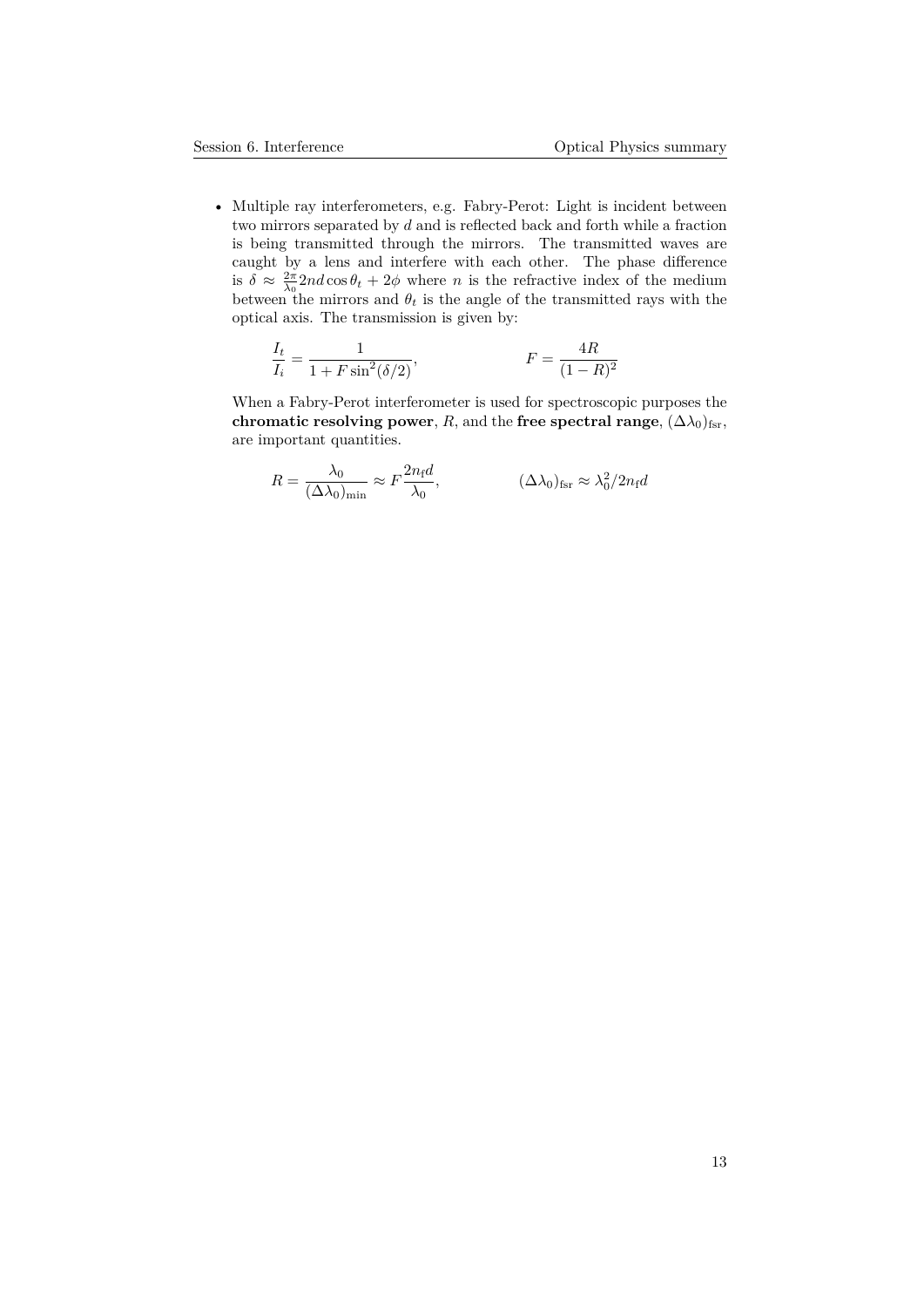- Multiple ray interferometers, e.g. Fabry-Perot: Light is incident between two mirrors separated by $d$ and is reflected back and forth while a fraction is being transmitted through the mirrors. The transmitted waves are caught by a lens and interfere with each other. The phase difference is $\delta \approx \frac{2\pi}{\lambda_0} 2nd \cos\theta_t + 2\phi$ where $n$ is the refractive index of the medium between the mirrors and $\theta_t$ is the angle of the transmitted rays with the optical axis. The transmission is given by:

$$\frac{I_t}{I_i} = \frac{1}{1 + F\sin^2(\delta/2)}, \qquad F = \frac{4R}{(1-R)^2}$$

When a Fabry-Perot interferometer is used for spectroscopic purposes the **chromatic resolving power**, $R$, and the **free spectral range**, $(\Delta\lambda_0)_{\mathrm{fsr}}$, are important quantities.

$$R = \frac{\lambda_0}{(\Delta\lambda_0)_{\mathrm{min}}} \approx F\frac{2n_{\mathrm{f}}d}{\lambda_0}, \qquad (\Delta\lambda_0)_{\mathrm{fsr}} \approx \lambda_0^2/2n_{\mathrm{f}}d$$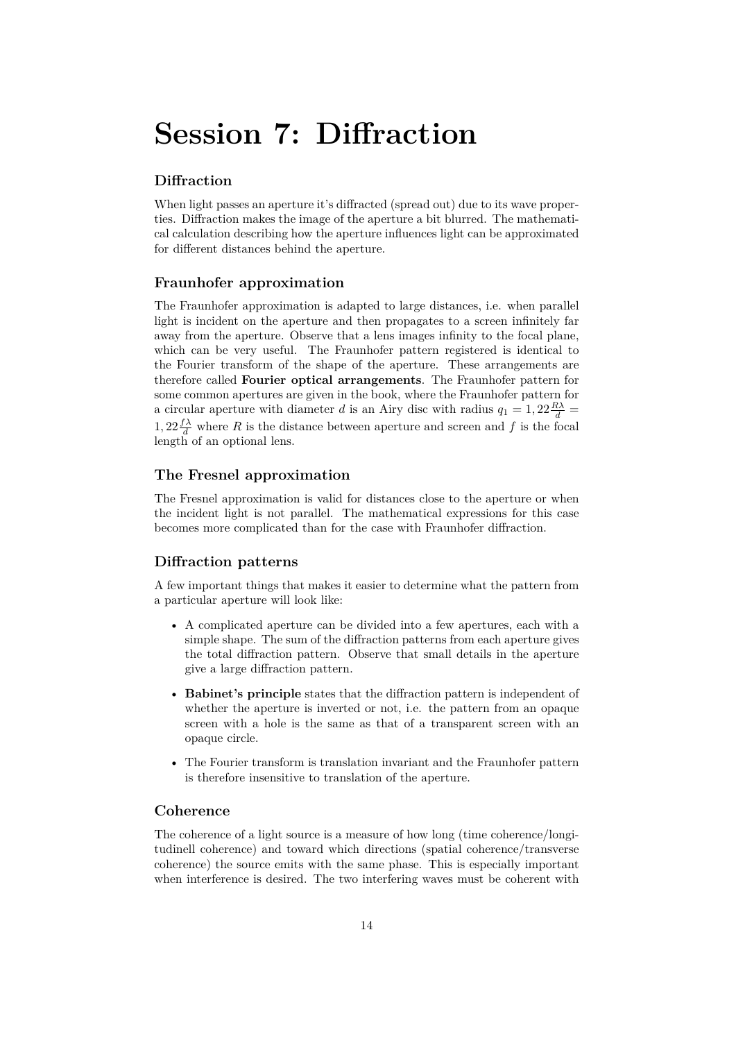# Session 7: Diffraction

### Diffraction

When light passes an aperture it's diffracted (spread out) due to its wave properties. Diffraction makes the image of the aperture a bit blurred. The mathematical calculation describing how the aperture influences light can be approximated for different distances behind the aperture.

### Fraunhofer approximation

The Fraunhofer approximation is adapted to large distances, i.e. when parallel light is incident on the aperture and then propagates to a screen infinitely far away from the aperture. Observe that a lens images infinity to the focal plane, which can be very useful. The Fraunhofer pattern registered is identical to the Fourier transform of the shape of the aperture. These arrangements are therefore called **Fourier optical arrangements**. The Fraunhofer pattern for some common apertures are given in the book, where the Fraunhofer pattern for a circular aperture with diameter $d$ is an Airy disc with radius $q_1 = 1,22\frac{R\lambda}{d} = 1,22\frac{f\lambda}{d}$ where $R$ is the distance between aperture and screen and $f$ is the focal length of an optional lens.

### The Fresnel approximation

The Fresnel approximation is valid for distances close to the aperture or when the incident light is not parallel. The mathematical expressions for this case becomes more complicated than for the case with Fraunhofer diffraction.

### Diffraction patterns

A few important things that makes it easier to determine what the pattern from a particular aperture will look like:

- A complicated aperture can be divided into a few apertures, each with a simple shape. The sum of the diffraction patterns from each aperture gives the total diffraction pattern. Observe that small details in the aperture give a large diffraction pattern.
- **Babinet's principle** states that the diffraction pattern is independent of whether the aperture is inverted or not, i.e. the pattern from an opaque screen with a hole is the same as that of a transparent screen with an opaque circle.
- The Fourier transform is translation invariant and the Fraunhofer pattern is therefore insensitive to translation of the aperture.

### Coherence

The coherence of a light source is a measure of how long (time coherence/longitudinell coherence) and toward which directions (spatial coherence/transverse coherence) the source emits with the same phase. This is especially important when interference is desired. The two interfering waves must be coherent with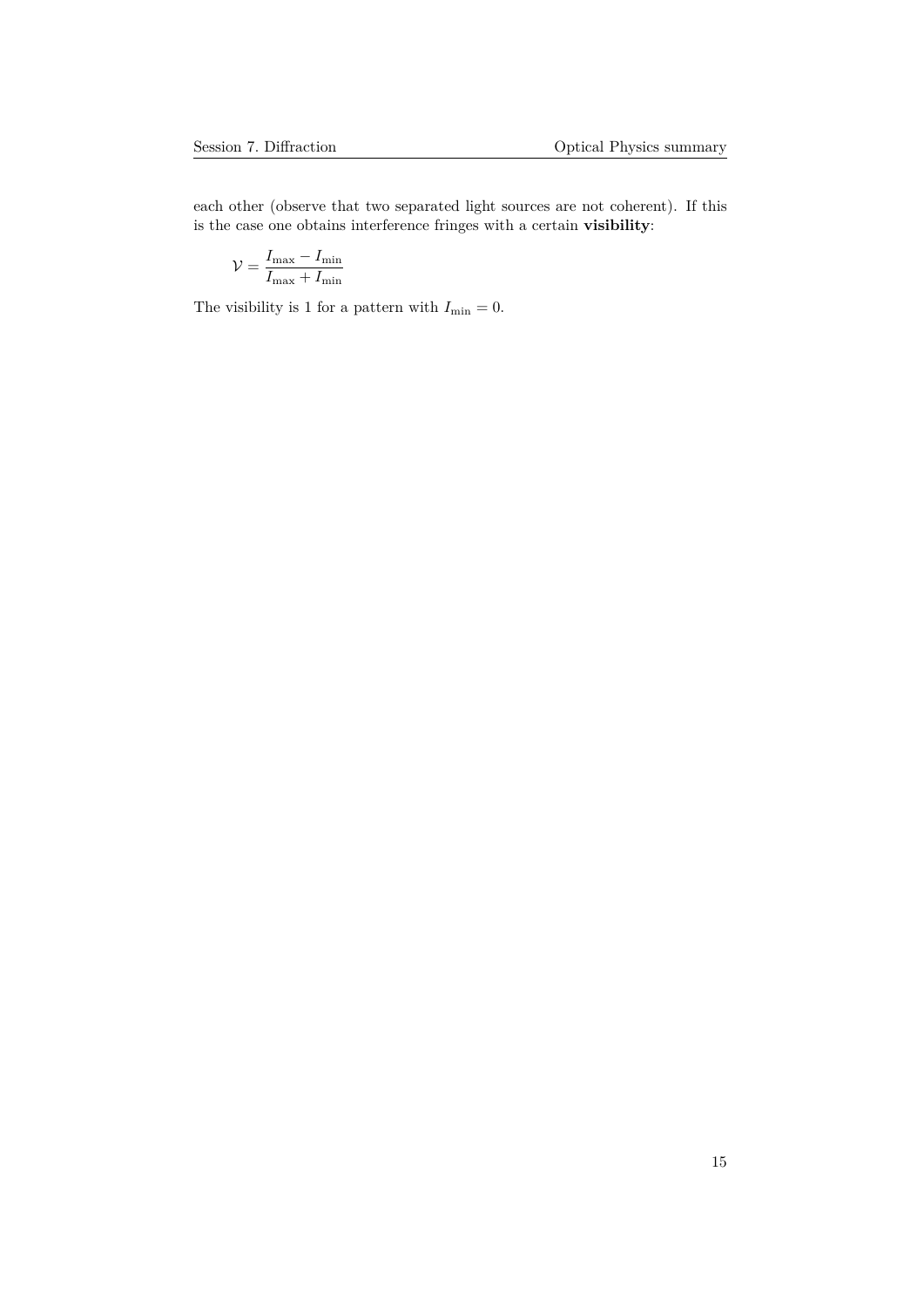each other (observe that two separated light sources are not coherent). If this is the case one obtains interference fringes with a certain **visibility**:

$$\mathcal{V} = \frac{I_{\max} - I_{\min}}{I_{\max} + I_{\min}}$$

The visibility is 1 for a pattern with $I_{\min} = 0$.